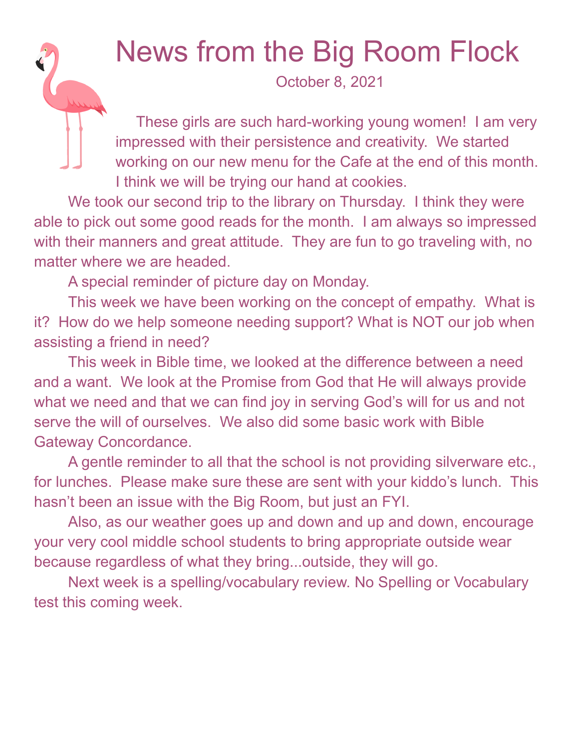# News from the Big Room Flock

October 8, 2021

These girls are such hard-working young women! I am very impressed with their persistence and creativity. We started working on our new menu for the Cafe at the end of this month. I think we will be trying our hand at cookies.

We took our second trip to the library on Thursday. I think they were able to pick out some good reads for the month. I am always so impressed with their manners and great attitude. They are fun to go traveling with, no matter where we are headed.

A special reminder of picture day on Monday.

This week we have been working on the concept of empathy. What is it? How do we help someone needing support? What is NOT our job when assisting a friend in need?

This week in Bible time, we looked at the difference between a need and a want. We look at the Promise from God that He will always provide what we need and that we can find joy in serving God's will for us and not serve the will of ourselves. We also did some basic work with Bible Gateway Concordance.

A gentle reminder to all that the school is not providing silverware etc., for lunches. Please make sure these are sent with your kiddo's lunch. This hasn't been an issue with the Big Room, but just an FYI.

Also, as our weather goes up and down and up and down, encourage your very cool middle school students to bring appropriate outside wear because regardless of what they bring...outside, they will go.

Next week is a spelling/vocabulary review. No Spelling or Vocabulary test this coming week.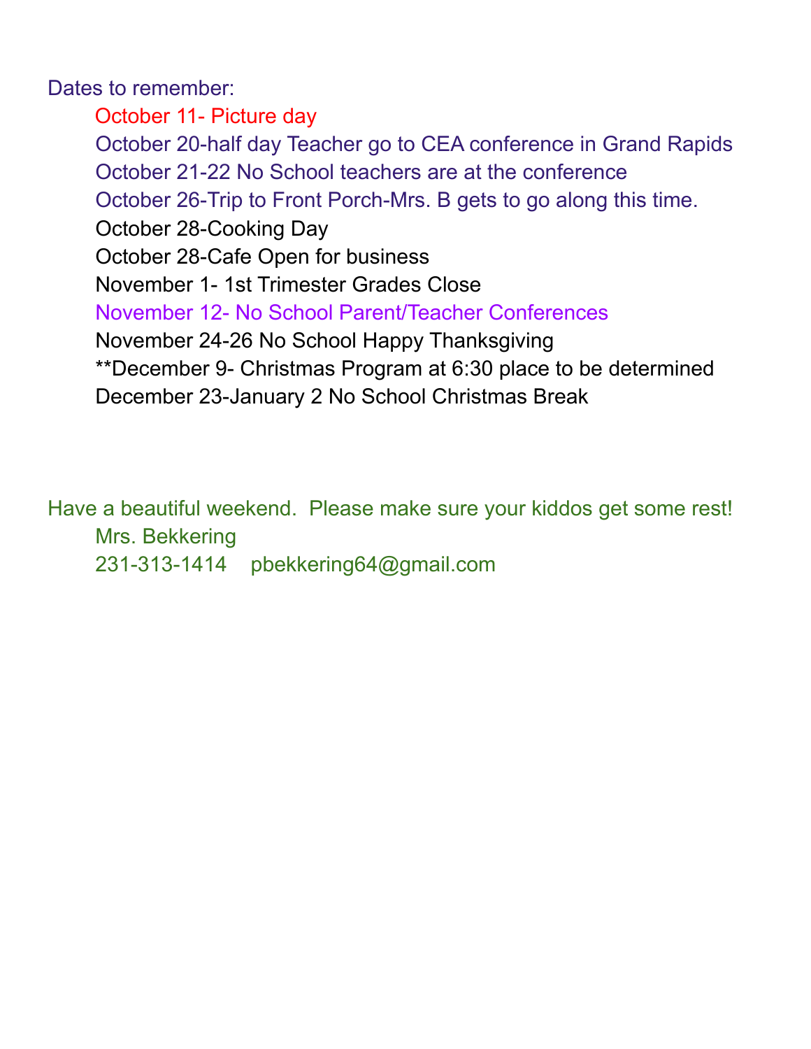Dates to remember:

- October 11- Picture day
- October 20-half day Teacher go to CEA conference in Grand Rapids
- October 21-22 No School teachers are at the conference
- October 26-Trip to Front Porch-Mrs. B gets to go along this time.
- October 28-Cooking Day
- October 28-Cafe Open for business
- November 1- 1st Trimester Grades Close
- November 12- No School Parent/Teacher Conferences
- November 24-26 No School Happy Thanksgiving
- **December 9- Christmas Program at 6:30 place to be determined
- December 23-January 2 No School Christmas Break

Have a beautiful weekend. Please make sure your kiddos get some rest!

Mrs. Bekkering

231-313-1414 pbekkering64@gmail.com